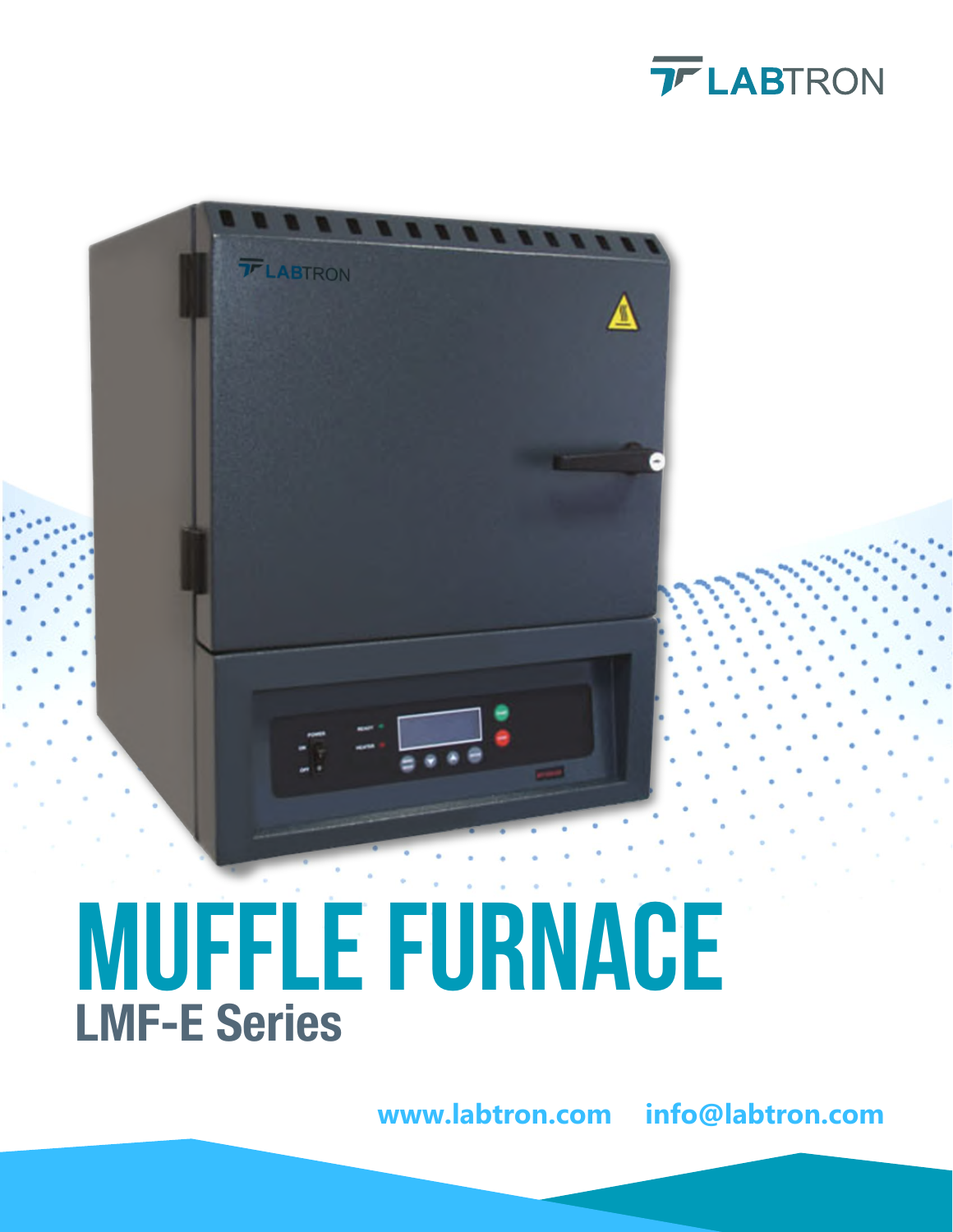LABTRON

# MUFFLE FURNACE

## LMF-E Series

www.labtron.com info@labtron.com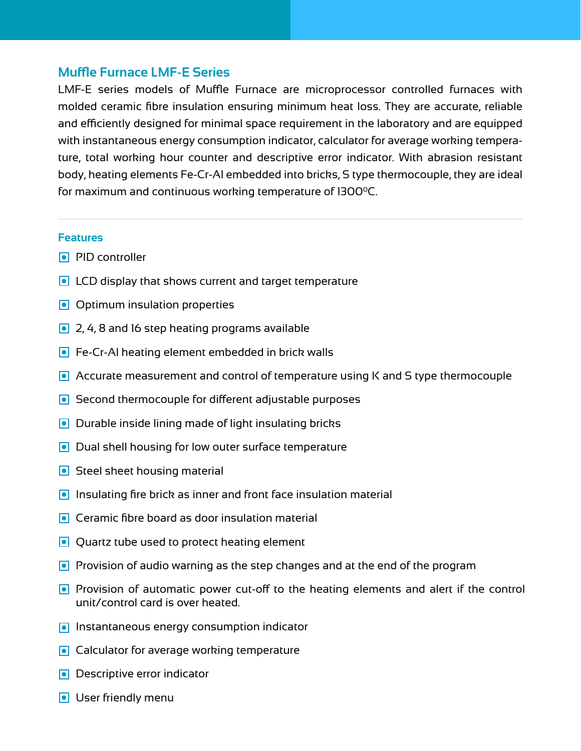## Muffle Furnace LMF-E Series

LMF-E series models of Muffle Furnace are microprocessor controlled furnaces with molded ceramic fibre insulation ensuring minimum heat loss. They are accurate, reliable and efficiently designed for minimal space requirement in the laboratory and are equipped with instantaneous energy consumption indicator, calculator for average working temperature, total working hour counter and descriptive error indicator. With abrasion resistant body, heating elements Fe-Cr-Al embedded into bricks, S type thermocouple, they are ideal for maximum and continuous working temperature of 1300$^{0}$C.

---

### Features

- PID controller
- LCD display that shows current and target temperature
- Optimum insulation properties
- 2, 4, 8 and 16 step heating programs available
- Fe-Cr-Al heating element embedded in brick walls
- Accurate measurement and control of temperature using K and S type thermocouple
- Second thermocouple for different adjustable purposes
- Durable inside lining made of light insulating bricks
- Dual shell housing for low outer surface temperature
- Steel sheet housing material
- Insulating fire brick as inner and front face insulation material
- Ceramic fibre board as door insulation material
- Quartz tube used to protect heating element
- Provision of audio warning as the step changes and at the end of the program
- Provision of automatic power cut-off to the heating elements and alert if the control unit/control card is over heated.
- Instantaneous energy consumption indicator
- Calculator for average working temperature
- Descriptive error indicator
- User friendly menu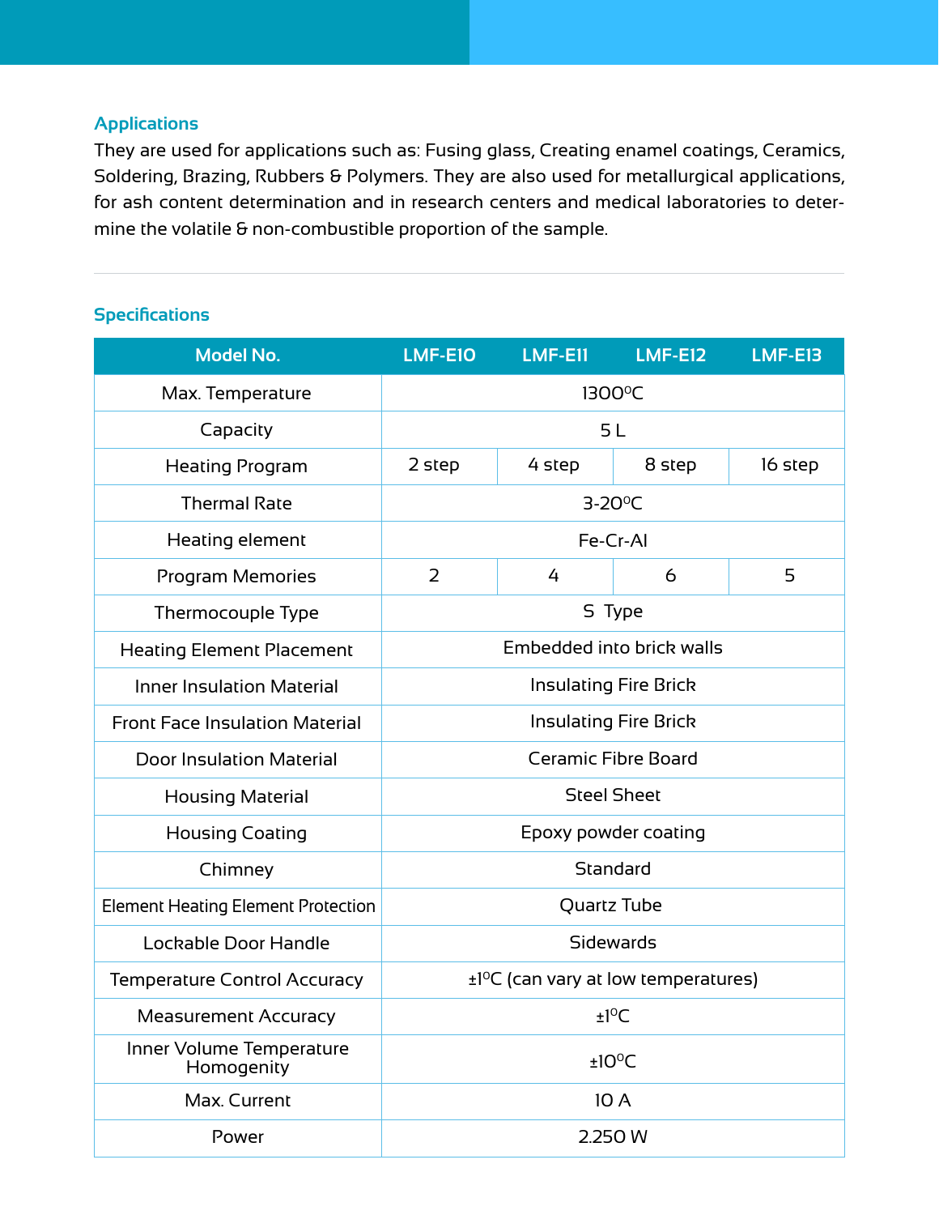## Applications

They are used for applications such as: Fusing glass, Creating enamel coatings, Ceramics, Soldering, Brazing, Rubbers & Polymers. They are also used for metallurgical applications, for ash content determination and in research centers and medical laboratories to determine the volatile & non-combustible proportion of the sample.

## Specifications

| Model No. | LMF-E10 | LMF-E11 | LMF-E12 | LMF-E13 |
|---|---|---|---|---|
| Max. Temperature | 1300°C | | | |
| Capacity | 5 L | | | |
| Heating Program | 2 step | 4 step | 8 step | 16 step |
| Thermal Rate | 3-20°C | | | |
| Heating element | Fe-Cr-Al | | | |
| Program Memories | 2 | 4 | 6 | 5 |
| Thermocouple Type | S Type | | | |
| Heating Element Placement | Embedded into brick walls | | | |
| Inner Insulation Material | Insulating Fire Brick | | | |
| Front Face Insulation Material | Insulating Fire Brick | | | |
| Door Insulation Material | Ceramic Fibre Board | | | |
| Housing Material | Steel Sheet | | | |
| Housing Coating | Epoxy powder coating | | | |
| Chimney | Standard | | | |
| Element Heating Element Protection | Quartz Tube | | | |
| Lockable Door Handle | Sidewards | | | |
| Temperature Control Accuracy | ±1°C (can vary at low temperatures) | | | |
| Measurement Accuracy | ±1°C | | | |
| Inner Volume Temperature Homogenity | ±10°C | | | |
| Max. Current | 10 A | | | |
| Power | 2.250 W | | | |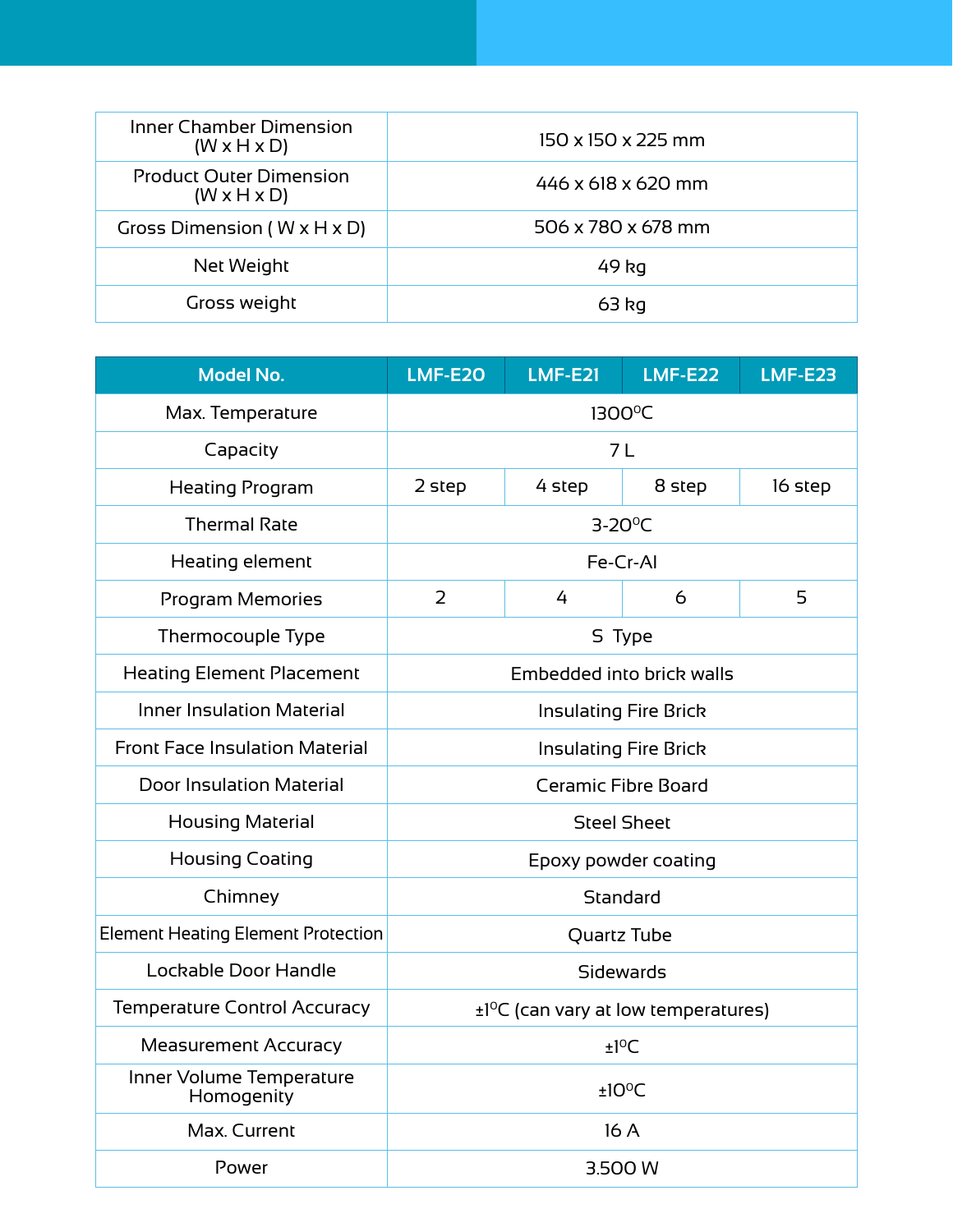| Inner Chamber Dimension (W x H x D) | 150 x 150 x 225 mm |
|---|---|
| Product Outer Dimension (W x H x D) | 446 x 618 x 620 mm |
| Gross Dimension ( W x H x D) | 506 x 780 x 678 mm |
| Net Weight | 49 kg |
| Gross weight | 63 kg |

| Model No. | LMF-E20 | LMF-E21 | LMF-E22 | LMF-E23 |
|---|---|---|---|---|
| Max. Temperature | 1300°C | | | |
| Capacity | 7 L | | | |
| Heating Program | 2 step | 4 step | 8 step | 16 step |
| Thermal Rate | 3-20°C | | | |
| Heating element | Fe-Cr-Al | | | |
| Program Memories | 2 | 4 | 6 | 5 |
| Thermocouple Type | S Type | | | |
| Heating Element Placement | Embedded into brick walls | | | |
| Inner Insulation Material | Insulating Fire Brick | | | |
| Front Face Insulation Material | Insulating Fire Brick | | | |
| Door Insulation Material | Ceramic Fibre Board | | | |
| Housing Material | Steel Sheet | | | |
| Housing Coating | Epoxy powder coating | | | |
| Chimney | Standard | | | |
| Element Heating Element Protection | Quartz Tube | | | |
| Lockable Door Handle | Sidewards | | | |
| Temperature Control Accuracy | ±1°C (can vary at low temperatures) | | | |
| Measurement Accuracy | ±1°C | | | |
| Inner Volume Temperature Homogenity | ±10°C | | | |
| Max. Current | 16 A | | | |
| Power | 3.500 W | | | |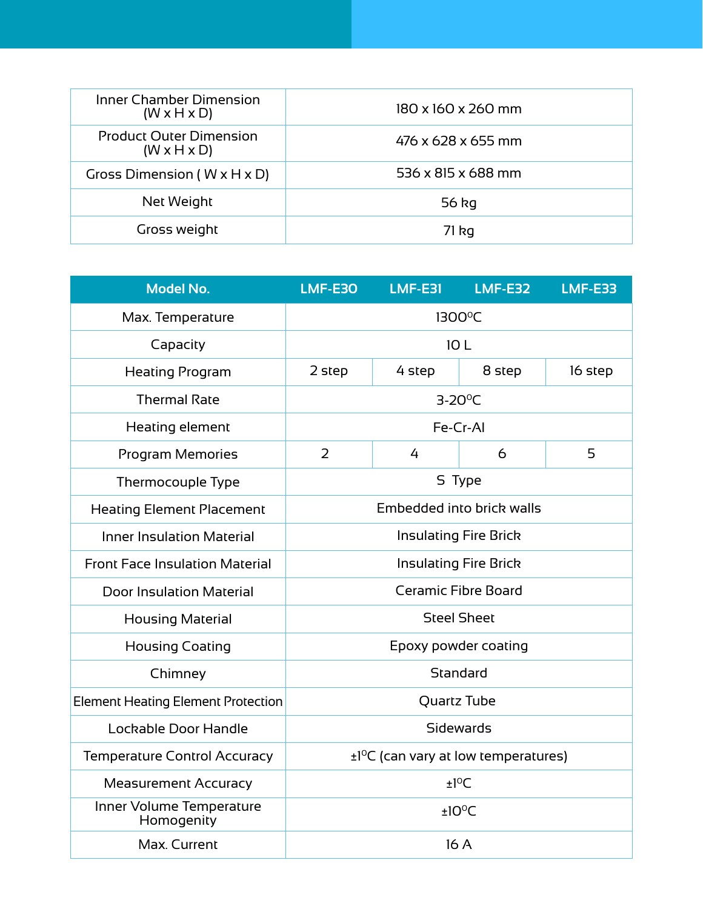| Inner Chamber Dimension (W x H x D) | 180 x 160 x 260 mm |
|---|---|
| Product Outer Dimension (W x H x D) | 476 x 628 x 655 mm |
| Gross Dimension ( W x H x D) | 536 x 815 x 688 mm |
| Net Weight | 56 kg |
| Gross weight | 71 kg |

| Model No. | LMF-E30 | LMF-E31 | LMF-E32 | LMF-E33 |
|---|---|---|---|---|
| Max. Temperature | 1300ºC | | | |
| Capacity | 10 L | | | |
| Heating Program | 2 step | 4 step | 8 step | 16 step |
| Thermal Rate | 3-20ºC | | | |
| Heating element | Fe-Cr-Al | | | |
| Program Memories | 2 | 4 | 6 | 5 |
| Thermocouple Type | S Type | | | |
| Heating Element Placement | Embedded into brick walls | | | |
| Inner Insulation Material | Insulating Fire Brick | | | |
| Front Face Insulation Material | Insulating Fire Brick | | | |
| Door Insulation Material | Ceramic Fibre Board | | | |
| Housing Material | Steel Sheet | | | |
| Housing Coating | Epoxy powder coating | | | |
| Chimney | Standard | | | |
| Element Heating Element Protection | Quartz Tube | | | |
| Lockable Door Handle | Sidewards | | | |
| Temperature Control Accuracy | ±1ºC (can vary at low temperatures) | | | |
| Measurement Accuracy | ±1ºC | | | |
| Inner Volume Temperature Homogenity | ±10ºC | | | |
| Max. Current | 16 A | | | |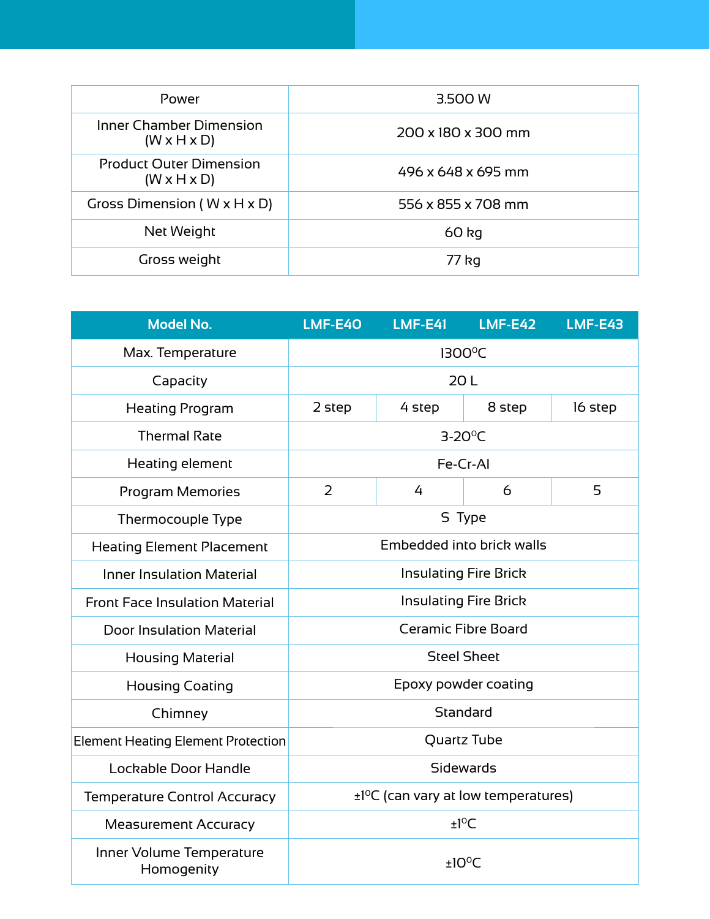| Power | 3.500 W |
|---|---|
| Inner Chamber Dimension (W x H x D) | 200 x 180 x 300 mm |
| Product Outer Dimension (W x H x D) | 496 x 648 x 695 mm |
| Gross Dimension ( W x H x D) | 556 x 855 x 708 mm |
| Net Weight | 60 kg |
| Gross weight | 77 kg |

| Model No. | LMF-E40 | LMF-E41 | LMF-E42 | LMF-E43 |
|---|---|---|---|---|
| Max. Temperature | 1300°C | | | |
| Capacity | 20 L | | | |
| Heating Program | 2 step | 4 step | 8 step | 16 step |
| Thermal Rate | 3-20°C | | | |
| Heating element | Fe-Cr-Al | | | |
| Program Memories | 2 | 4 | 6 | 5 |
| Thermocouple Type | S Type | | | |
| Heating Element Placement | Embedded into brick walls | | | |
| Inner Insulation Material | Insulating Fire Brick | | | |
| Front Face Insulation Material | Insulating Fire Brick | | | |
| Door Insulation Material | Ceramic Fibre Board | | | |
| Housing Material | Steel Sheet | | | |
| Housing Coating | Epoxy powder coating | | | |
| Chimney | Standard | | | |
| Element Heating Element Protection | Quartz Tube | | | |
| Lockable Door Handle | Sidewards | | | |
| Temperature Control Accuracy | ±1°C (can vary at low temperatures) | | | |
| Measurement Accuracy | ±1°C | | | |
| Inner Volume Temperature Homogenity | ±10°C | | | |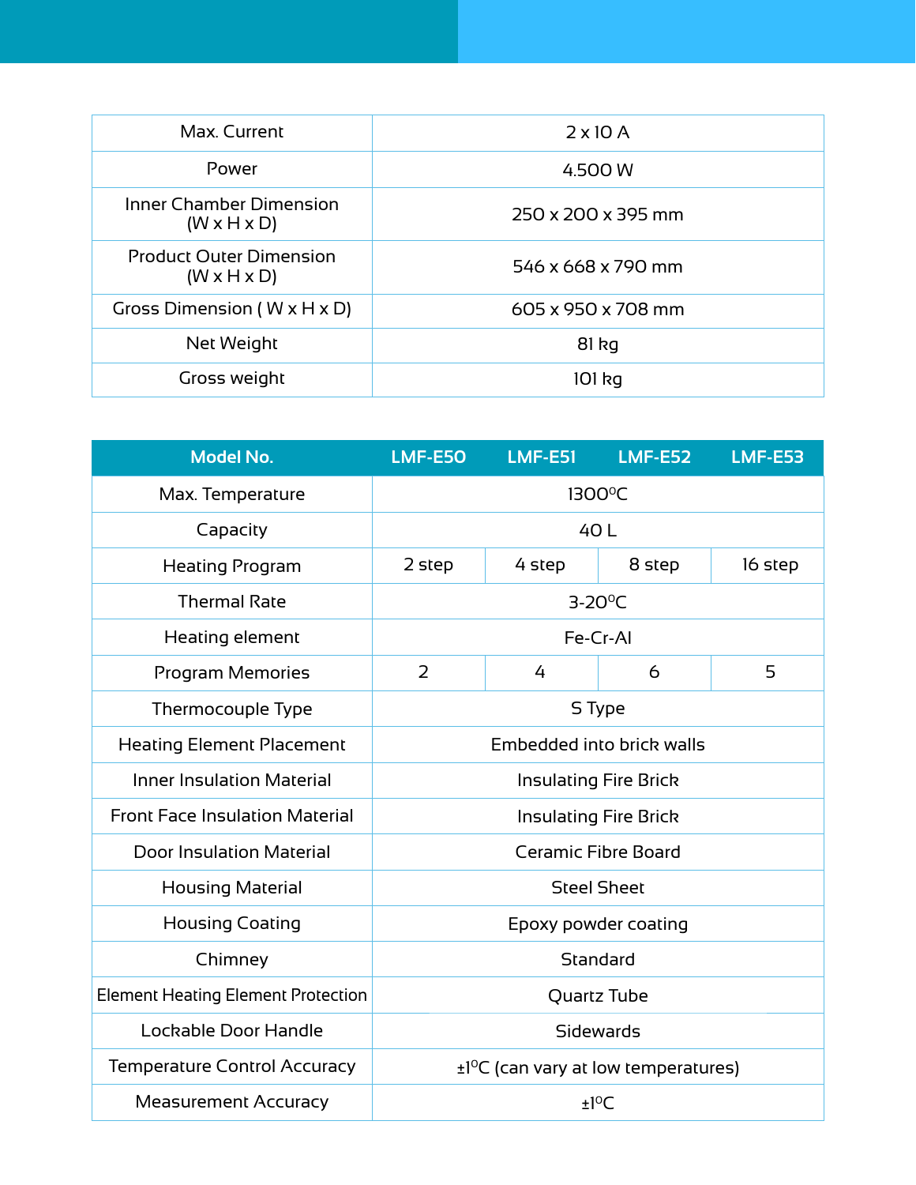| Max. Current | 2 x 10 A |
|---|---|
| Power | 4.500 W |
| Inner Chamber Dimension (W x H x D) | 250 x 200 x 395 mm |
| Product Outer Dimension (W x H x D) | 546 x 668 x 790 mm |
| Gross Dimension ( W x H x D) | 605 x 950 x 708 mm |
| Net Weight | 81 kg |
| Gross weight | 101 kg |

| Model No. | LMF-E50 | LMF-E51 | LMF-E52 | LMF-E53 |
|---|---|---|---|---|
| Max. Temperature | 1300°C | | | |
| Capacity | 40 L | | | |
| Heating Program | 2 step | 4 step | 8 step | 16 step |
| Thermal Rate | 3-20°C | | | |
| Heating element | Fe-Cr-Al | | | |
| Program Memories | 2 | 4 | 6 | 5 |
| Thermocouple Type | S Type | | | |
| Heating Element Placement | Embedded into brick walls | | | |
| Inner Insulation Material | Insulating Fire Brick | | | |
| Front Face Insulation Material | Insulating Fire Brick | | | |
| Door Insulation Material | Ceramic Fibre Board | | | |
| Housing Material | Steel Sheet | | | |
| Housing Coating | Epoxy powder coating | | | |
| Chimney | Standard | | | |
| Element Heating Element Protection | Quartz Tube | | | |
| Lockable Door Handle | Sidewards | | | |
| Temperature Control Accuracy | ±1°C (can vary at low temperatures) | | | |
| Measurement Accuracy | ±1°C | | | |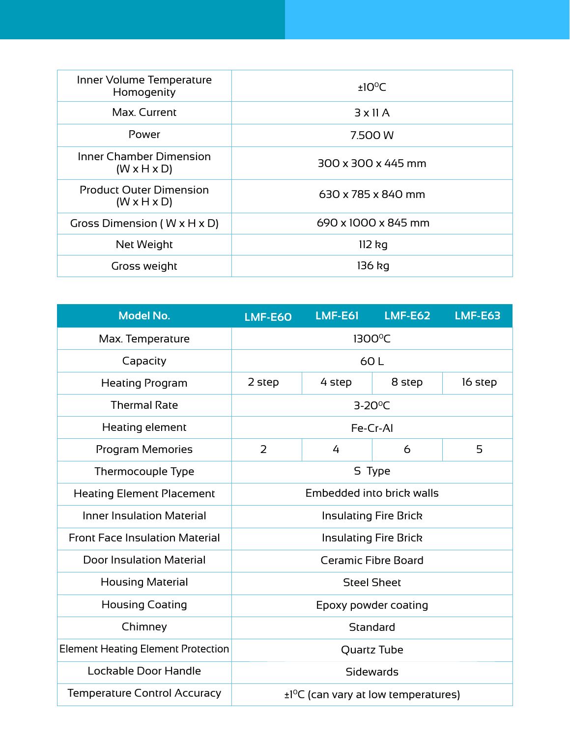| Inner Volume Temperature Homogenity | ±10$^{0}$C |
|---|---|
| Max. Current | 3 x 11 A |
| Power | 7.500 W |
| Inner Chamber Dimension (W x H x D) | 300 x 300 x 445 mm |
| Product Outer Dimension (W x H x D) | 630 x 785 x 840 mm |
| Gross Dimension ( W x H x D) | 690 x 1000 x 845 mm |
| Net Weight | 112 kg |
| Gross weight | 136 kg |

| Model No. | LMF-E60 | LMF-E61 | LMF-E62 | LMF-E63 |
|---|---|---|---|---|
| Max. Temperature | 1300$^{0}$C | | | |
| Capacity | 60 L | | | |
| Heating Program | 2 step | 4 step | 8 step | 16 step |
| Thermal Rate | 3-20$^{0}$C | | | |
| Heating element | Fe-Cr-Al | | | |
| Program Memories | 2 | 4 | 6 | 5 |
| Thermocouple Type | S Type | | | |
| Heating Element Placement | Embedded into brick walls | | | |
| Inner Insulation Material | Insulating Fire Brick | | | |
| Front Face Insulation Material | Insulating Fire Brick | | | |
| Door Insulation Material | Ceramic Fibre Board | | | |
| Housing Material | Steel Sheet | | | |
| Housing Coating | Epoxy powder coating | | | |
| Chimney | Standard | | | |
| Element Heating Element Protection | Quartz Tube | | | |
| Lockable Door Handle | Sidewards | | | |
| Temperature Control Accuracy | ±1$^{0}$C (can vary at low temperatures) | | | |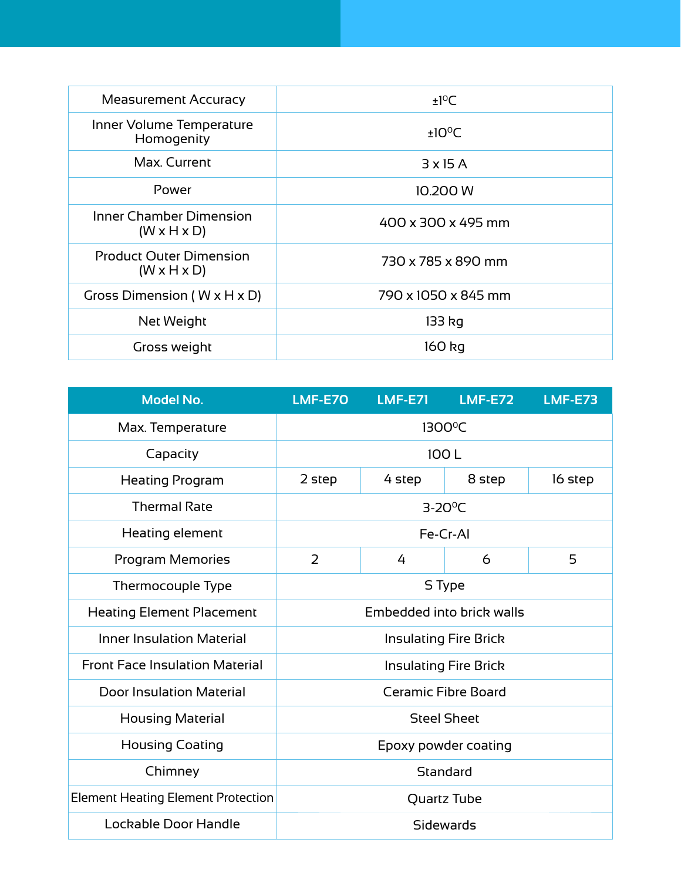| | |
|---|---|
| Measurement Accuracy | ±1$^{0}$C |
| Inner Volume Temperature Homogenity | ±10$^{0}$C |
| Max. Current | 3 x 15 A |
| Power | 10.200 W |
| Inner Chamber Dimension (W x H x D) | 400 x 300 x 495 mm |
| Product Outer Dimension (W x H x D) | 730 x 785 x 890 mm |
| Gross Dimension ( W x H x D) | 790 x 1050 x 845 mm |
| Net Weight | 133 kg |
| Gross weight | 160 kg |

| Model No. | LMF-E70 | LMF-E71 | LMF-E72 | LMF-E73 |
|---|---|---|---|---|
| Max. Temperature | 1300$^{0}$C | | | |
| Capacity | 100 L | | | |
| Heating Program | 2 step | 4 step | 8 step | 16 step |
| Thermal Rate | 3-20$^{0}$C | | | |
| Heating element | Fe-Cr-Al | | | |
| Program Memories | 2 | 4 | 6 | 5 |
| Thermocouple Type | S Type | | | |
| Heating Element Placement | Embedded into brick walls | | | |
| Inner Insulation Material | Insulating Fire Brick | | | |
| Front Face Insulation Material | Insulating Fire Brick | | | |
| Door Insulation Material | Ceramic Fibre Board | | | |
| Housing Material | Steel Sheet | | | |
| Housing Coating | Epoxy powder coating | | | |
| Chimney | Standard | | | |
| Element Heating Element Protection | Quartz Tube | | | |
| Lockable Door Handle | Sidewards | | | |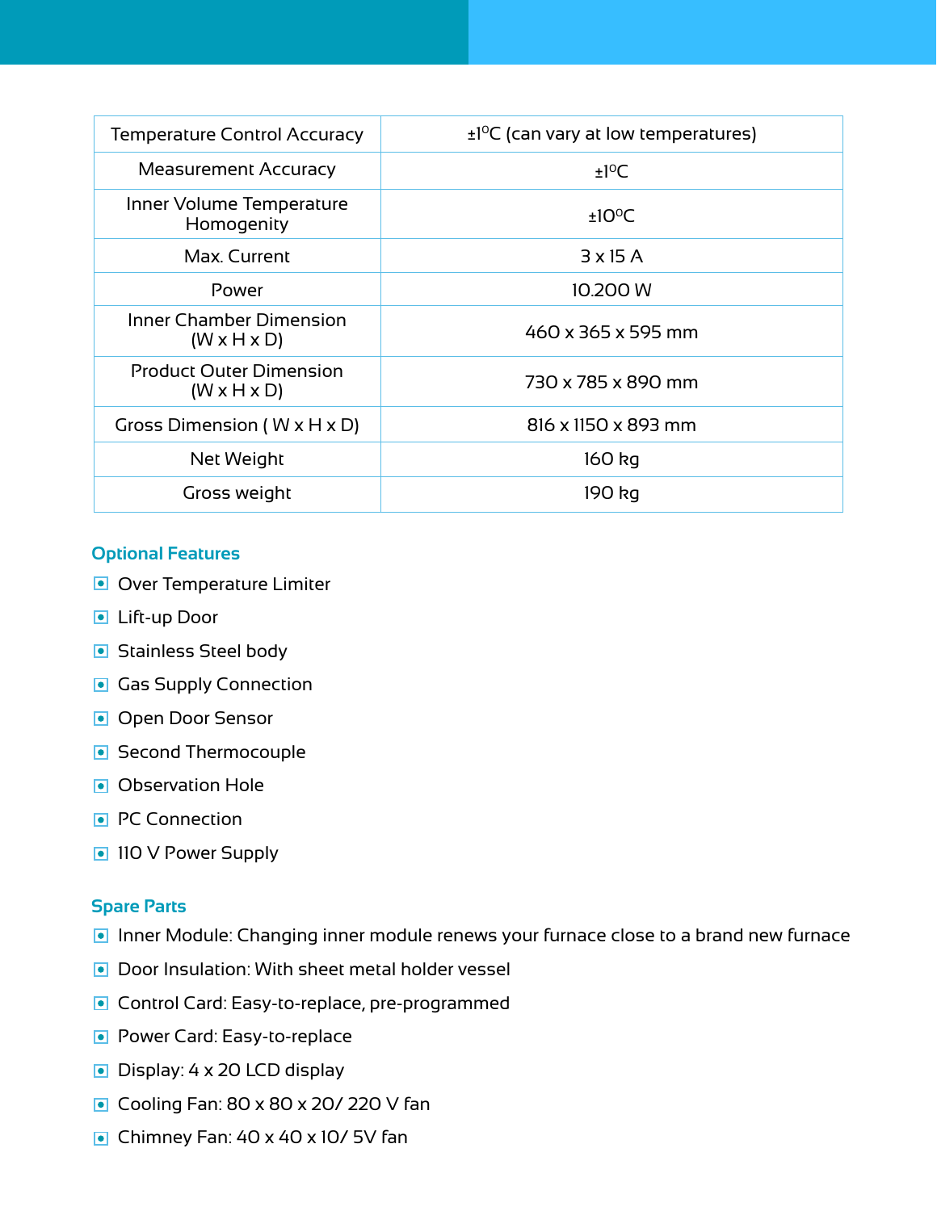| Temperature Control Accuracy | ±1$^{0}$C (can vary at low temperatures) |
|---|---|
| Measurement Accuracy | ±1$^{0}$C |
| Inner Volume Temperature Homogenity | ±10$^{0}$C |
| Max. Current | 3 x 15 A |
| Power | 10.200 W |
| Inner Chamber Dimension (W x H x D) | 460 x 365 x 595 mm |
| Product Outer Dimension (W x H x D) | 730 x 785 x 890 mm |
| Gross Dimension ( W x H x D) | 816 x 1150 x 893 mm |
| Net Weight | 160 kg |
| Gross weight | 190 kg |

## Optional Features

- Over Temperature Limiter
- Lift-up Door
- Stainless Steel body
- Gas Supply Connection
- Open Door Sensor
- Second Thermocouple
- Observation Hole
- PC Connection
- 110 V Power Supply

## Spare Parts

- Inner Module: Changing inner module renews your furnace close to a brand new furnace
- Door Insulation: With sheet metal holder vessel
- Control Card: Easy-to-replace, pre-programmed
- Power Card: Easy-to-replace
- Display: 4 x 20 LCD display
- Cooling Fan: 80 x 80 x 20/ 220 V fan
- Chimney Fan: 40 x 40 x 10/ 5V fan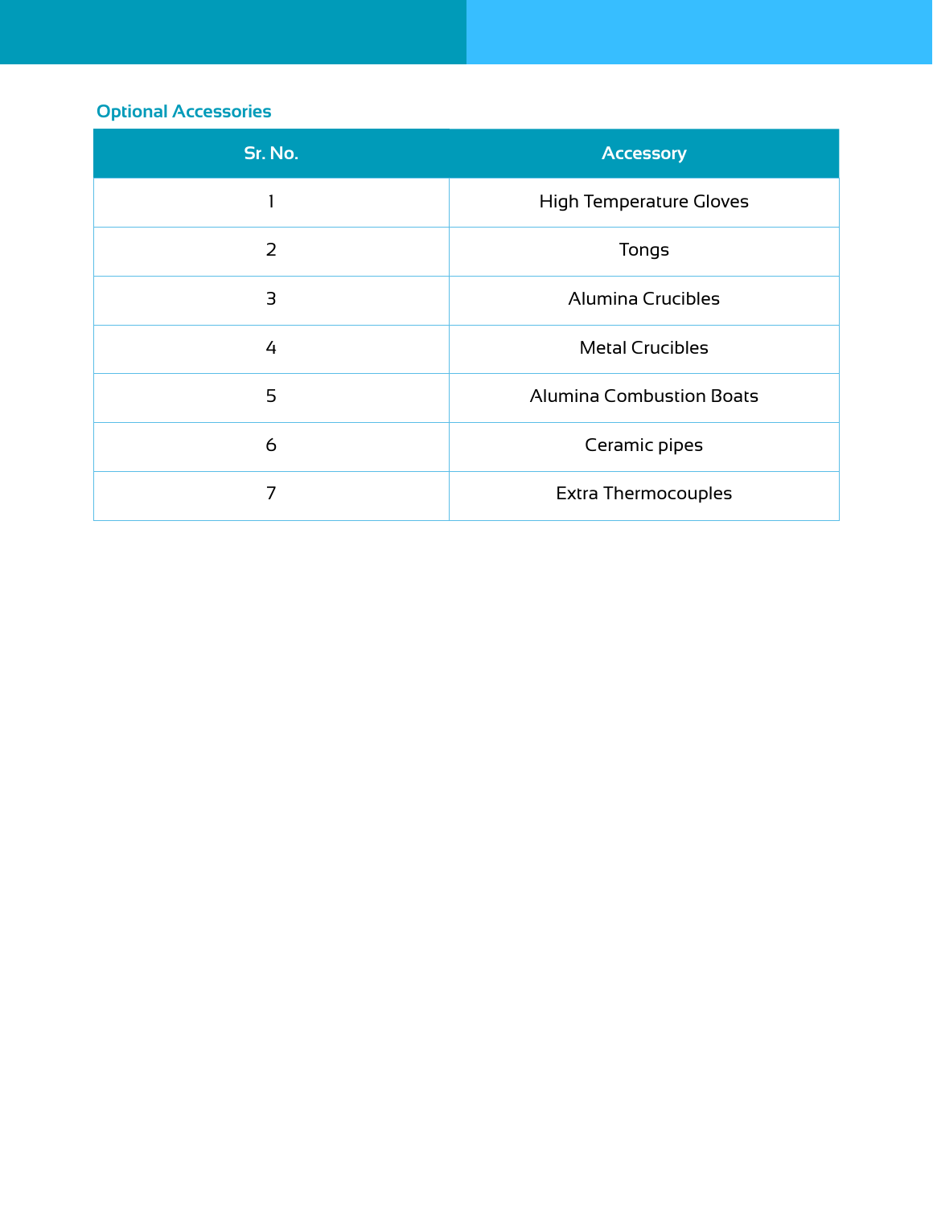## Optional Accessories

| Sr. No. | Accessory |
| --- | --- |
| 1 | High Temperature Gloves |
| 2 | Tongs |
| 3 | Alumina Crucibles |
| 4 | Metal Crucibles |
| 5 | Alumina Combustion Boats |
| 6 | Ceramic pipes |
| 7 | Extra Thermocouples |